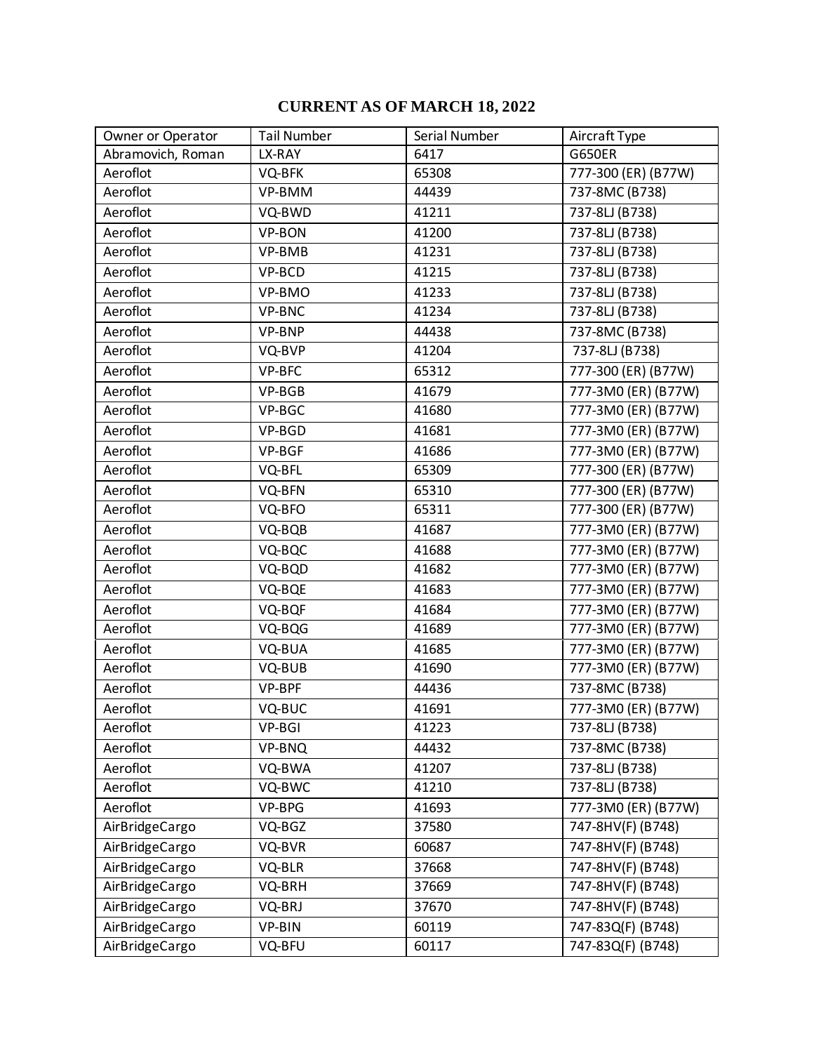## CURRENT AS OF MARCH 18, 2022

| Owner or Operator | Tail Number | Serial Number | Aircraft Type |
|---|---|---|---|
| Abramovich, Roman | LX-RAY | 6417 | G650ER |
| Aeroflot | VQ-BFK | 65308 | 777-300 (ER) (B77W) |
| Aeroflot | VP-BMM | 44439 | 737-8MC (B738) |
| Aeroflot | VQ-BWD | 41211 | 737-8LJ (B738) |
| Aeroflot | VP-BON | 41200 | 737-8LJ (B738) |
| Aeroflot | VP-BMB | 41231 | 737-8LJ (B738) |
| Aeroflot | VP-BCD | 41215 | 737-8LJ (B738) |
| Aeroflot | VP-BMO | 41233 | 737-8LJ (B738) |
| Aeroflot | VP-BNC | 41234 | 737-8LJ (B738) |
| Aeroflot | VP-BNP | 44438 | 737-8MC (B738) |
| Aeroflot | VQ-BVP | 41204 | 737-8LJ (B738) |
| Aeroflot | VP-BFC | 65312 | 777-300 (ER) (B77W) |
| Aeroflot | VP-BGB | 41679 | 777-3M0 (ER) (B77W) |
| Aeroflot | VP-BGC | 41680 | 777-3M0 (ER) (B77W) |
| Aeroflot | VP-BGD | 41681 | 777-3M0 (ER) (B77W) |
| Aeroflot | VP-BGF | 41686 | 777-3M0 (ER) (B77W) |
| Aeroflot | VQ-BFL | 65309 | 777-300 (ER) (B77W) |
| Aeroflot | VQ-BFN | 65310 | 777-300 (ER) (B77W) |
| Aeroflot | VQ-BFO | 65311 | 777-300 (ER) (B77W) |
| Aeroflot | VQ-BQB | 41687 | 777-3M0 (ER) (B77W) |
| Aeroflot | VQ-BQC | 41688 | 777-3M0 (ER) (B77W) |
| Aeroflot | VQ-BQD | 41682 | 777-3M0 (ER) (B77W) |
| Aeroflot | VQ-BQE | 41683 | 777-3M0 (ER) (B77W) |
| Aeroflot | VQ-BQF | 41684 | 777-3M0 (ER) (B77W) |
| Aeroflot | VQ-BQG | 41689 | 777-3M0 (ER) (B77W) |
| Aeroflot | VQ-BUA | 41685 | 777-3M0 (ER) (B77W) |
| Aeroflot | VQ-BUB | 41690 | 777-3M0 (ER) (B77W) |
| Aeroflot | VP-BPF | 44436 | 737-8MC (B738) |
| Aeroflot | VQ-BUC | 41691 | 777-3M0 (ER) (B77W) |
| Aeroflot | VP-BGI | 41223 | 737-8LJ (B738) |
| Aeroflot | VP-BNQ | 44432 | 737-8MC (B738) |
| Aeroflot | VQ-BWA | 41207 | 737-8LJ (B738) |
| Aeroflot | VQ-BWC | 41210 | 737-8LJ (B738) |
| Aeroflot | VP-BPG | 41693 | 777-3M0 (ER) (B77W) |
| AirBridgeCargo | VQ-BGZ | 37580 | 747-8HV(F) (B748) |
| AirBridgeCargo | VQ-BVR | 60687 | 747-8HV(F) (B748) |
| AirBridgeCargo | VQ-BLR | 37668 | 747-8HV(F) (B748) |
| AirBridgeCargo | VQ-BRH | 37669 | 747-8HV(F) (B748) |
| AirBridgeCargo | VQ-BRJ | 37670 | 747-8HV(F) (B748) |
| AirBridgeCargo | VP-BIN | 60119 | 747-83Q(F) (B748) |
| AirBridgeCargo | VQ-BFU | 60117 | 747-83Q(F) (B748) |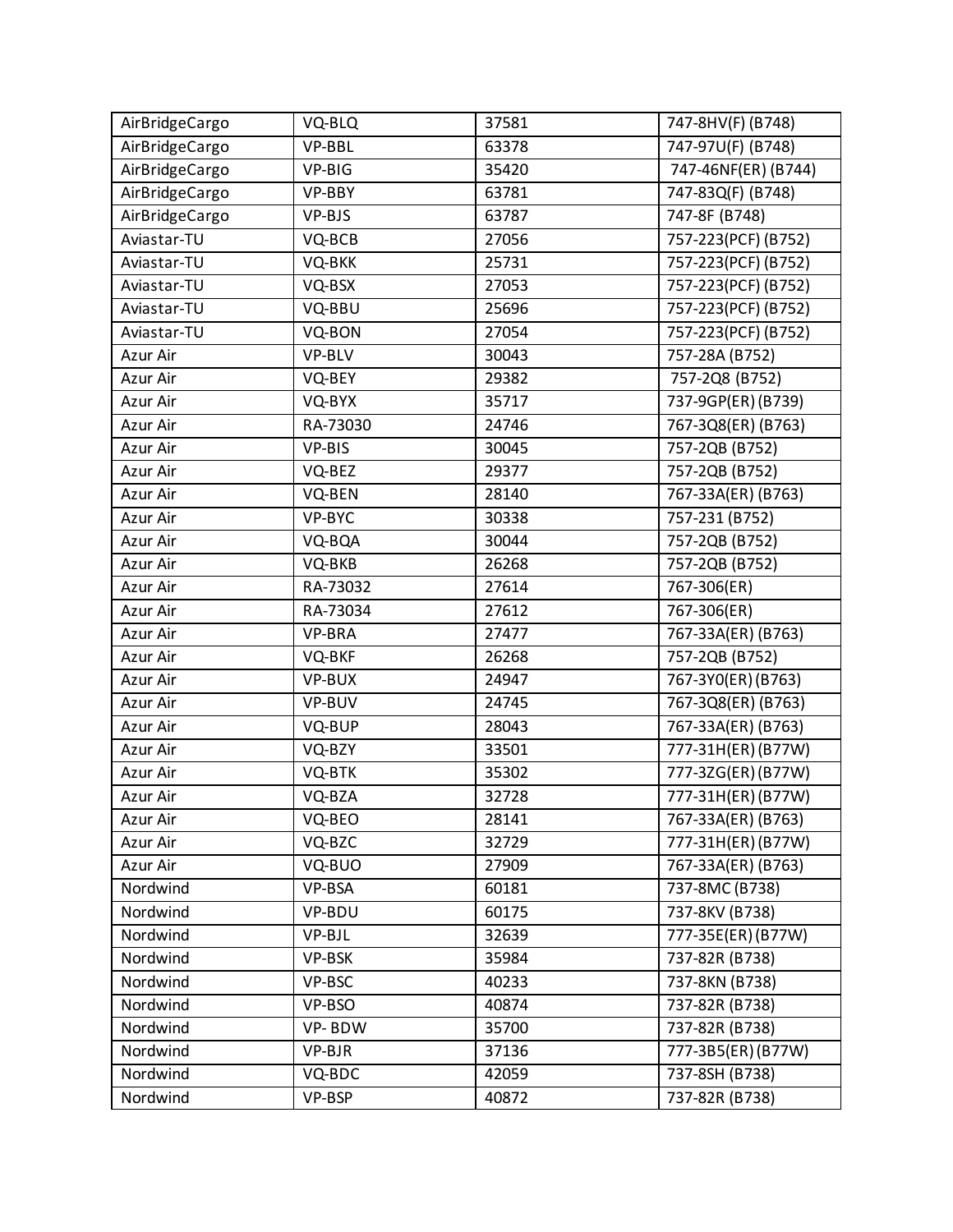| AirBridgeCargo | VQ-BLQ | 37581 | 747-8HV(F) (B748) |
|---|---|---|---|
| AirBridgeCargo | VP-BBL | 63378 | 747-97U(F) (B748) |
| AirBridgeCargo | VP-BIG | 35420 | 747-46NF(ER) (B744) |
| AirBridgeCargo | VP-BBY | 63781 | 747-83Q(F) (B748) |
| AirBridgeCargo | VP-BJS | 63787 | 747-8F (B748) |
| Aviastar-TU | VQ-BCB | 27056 | 757-223(PCF) (B752) |
| Aviastar-TU | VQ-BKK | 25731 | 757-223(PCF) (B752) |
| Aviastar-TU | VQ-BSX | 27053 | 757-223(PCF) (B752) |
| Aviastar-TU | VQ-BBU | 25696 | 757-223(PCF) (B752) |
| Aviastar-TU | VQ-BON | 27054 | 757-223(PCF) (B752) |
| Azur Air | VP-BLV | 30043 | 757-28A (B752) |
| Azur Air | VQ-BEY | 29382 | 757-2Q8 (B752) |
| Azur Air | VQ-BYX | 35717 | 737-9GP(ER) (B739) |
| Azur Air | RA-73030 | 24746 | 767-3Q8(ER) (B763) |
| Azur Air | VP-BIS | 30045 | 757-2QB (B752) |
| Azur Air | VQ-BEZ | 29377 | 757-2QB (B752) |
| Azur Air | VQ-BEN | 28140 | 767-33A(ER) (B763) |
| Azur Air | VP-BYC | 30338 | 757-231 (B752) |
| Azur Air | VQ-BQA | 30044 | 757-2QB (B752) |
| Azur Air | VQ-BKB | 26268 | 757-2QB (B752) |
| Azur Air | RA-73032 | 27614 | 767-306(ER) |
| Azur Air | RA-73034 | 27612 | 767-306(ER) |
| Azur Air | VP-BRA | 27477 | 767-33A(ER) (B763) |
| Azur Air | VQ-BKF | 26268 | 757-2QB (B752) |
| Azur Air | VP-BUX | 24947 | 767-3Y0(ER) (B763) |
| Azur Air | VP-BUV | 24745 | 767-3Q8(ER) (B763) |
| Azur Air | VQ-BUP | 28043 | 767-33A(ER) (B763) |
| Azur Air | VQ-BZY | 33501 | 777-31H(ER) (B77W) |
| Azur Air | VQ-BTK | 35302 | 777-3ZG(ER) (B77W) |
| Azur Air | VQ-BZA | 32728 | 777-31H(ER) (B77W) |
| Azur Air | VQ-BEO | 28141 | 767-33A(ER) (B763) |
| Azur Air | VQ-BZC | 32729 | 777-31H(ER) (B77W) |
| Azur Air | VQ-BUO | 27909 | 767-33A(ER) (B763) |
| Nordwind | VP-BSA | 60181 | 737-8MC (B738) |
| Nordwind | VP-BDU | 60175 | 737-8KV (B738) |
| Nordwind | VP-BJL | 32639 | 777-35E(ER) (B77W) |
| Nordwind | VP-BSK | 35984 | 737-82R (B738) |
| Nordwind | VP-BSC | 40233 | 737-8KN (B738) |
| Nordwind | VP-BSO | 40874 | 737-82R (B738) |
| Nordwind | VP- BDW | 35700 | 737-82R (B738) |
| Nordwind | VP-BJR | 37136 | 777-3B5(ER) (B77W) |
| Nordwind | VQ-BDC | 42059 | 737-8SH (B738) |
| Nordwind | VP-BSP | 40872 | 737-82R (B738) |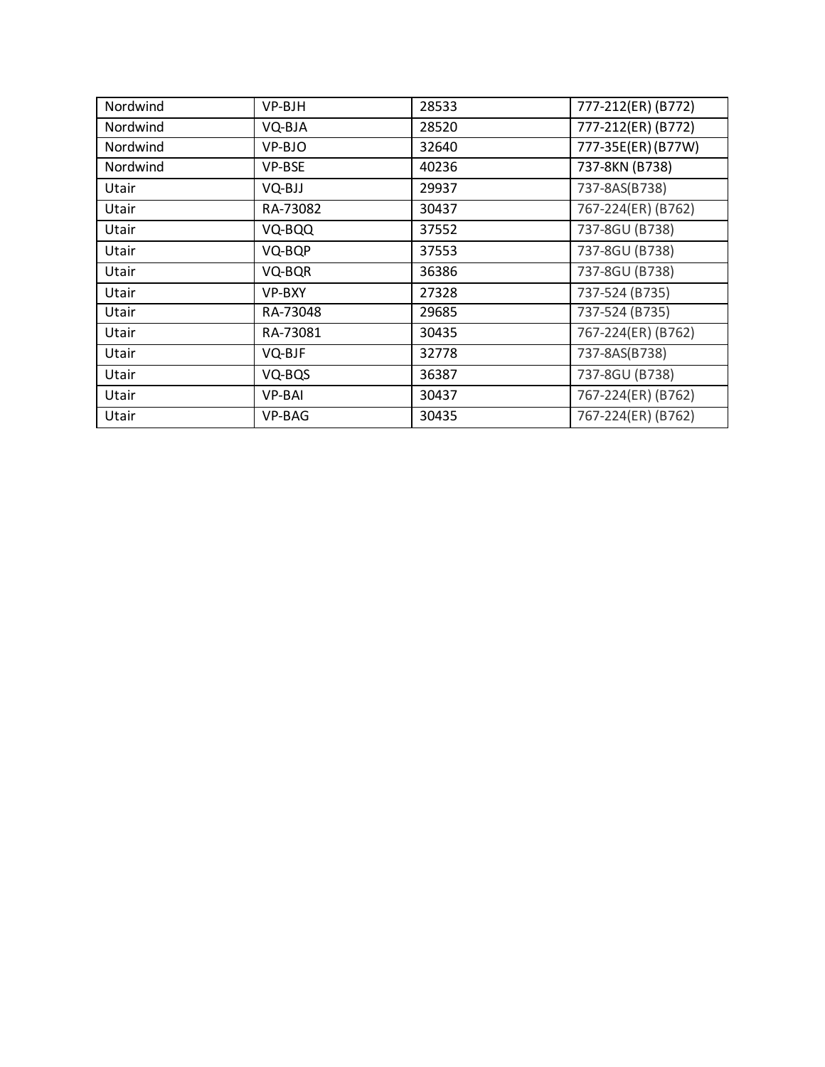| | | | |
|---|---|---|---|
| Nordwind | VP-BJH | 28533 | 777-212(ER) (B772) |
| Nordwind | VQ-BJA | 28520 | 777-212(ER) (B772) |
| Nordwind | VP-BJO | 32640 | 777-35E(ER) (B77W) |
| Nordwind | VP-BSE | 40236 | 737-8KN (B738) |
| Utair | VQ-BJJ | 29937 | 737-8AS(B738) |
| Utair | RA-73082 | 30437 | 767-224(ER) (B762) |
| Utair | VQ-BQQ | 37552 | 737-8GU (B738) |
| Utair | VQ-BQP | 37553 | 737-8GU (B738) |
| Utair | VQ-BQR | 36386 | 737-8GU (B738) |
| Utair | VP-BXY | 27328 | 737-524 (B735) |
| Utair | RA-73048 | 29685 | 737-524 (B735) |
| Utair | RA-73081 | 30435 | 767-224(ER) (B762) |
| Utair | VQ-BJF | 32778 | 737-8AS(B738) |
| Utair | VQ-BQS | 36387 | 737-8GU (B738) |
| Utair | VP-BAI | 30437 | 767-224(ER) (B762) |
| Utair | VP-BAG | 30435 | 767-224(ER) (B762) |